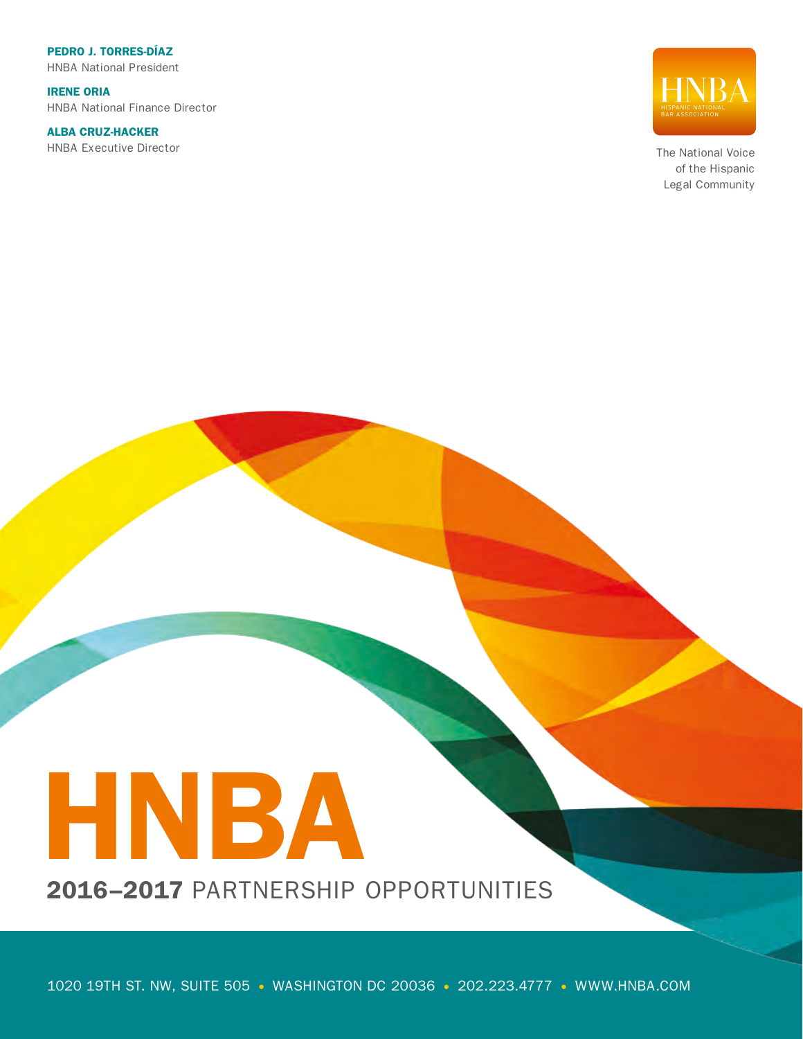**PEDRO J. TORRES-DÍAZ**
HNBA National President

**IRENE ORIA**
HNBA National Finance Director

**ALBA CRUZ-HACKER**
HNBA Executive Director

HNBA
HISPANIC NATIONAL BAR ASSOCIATION

The National Voice of the Hispanic Legal Community

# HNBA

## **2016–2017** PARTNERSHIP OPPORTUNITIES

1020 19TH ST. NW, SUITE 505 • WASHINGTON DC 20036 • 202.223.4777 • WWW.HNBA.COM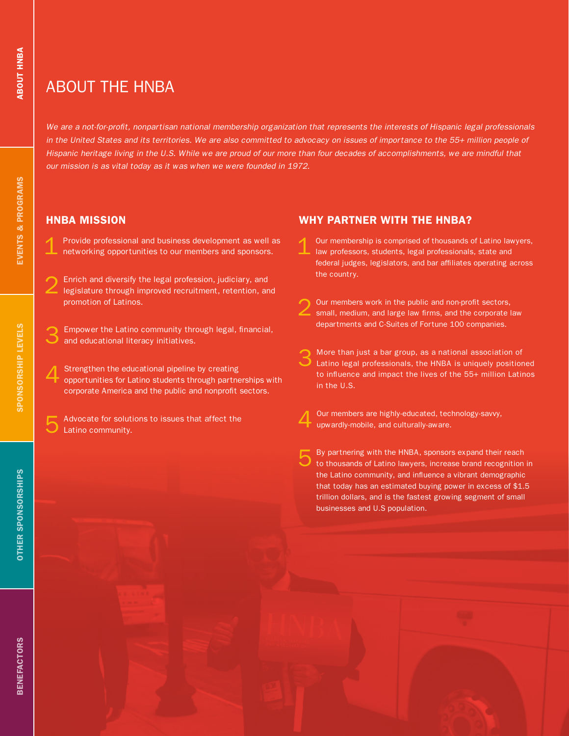# ABOUT THE HNBA

*We are a not-for-profit, nonpartisan national membership organization that represents the interests of Hispanic legal professionals in the United States and its territories. We are also committed to advocacy on issues of importance to the 55+ million people of Hispanic heritage living in the U.S. While we are proud of our more than four decades of accomplishments, we are mindful that our mission is as vital today as it was when we were founded in 1972.*

## HNBA MISSION

1. Provide professional and business development as well as networking opportunities to our members and sponsors.
2. Enrich and diversify the legal profession, judiciary, and legislature through improved recruitment, retention, and promotion of Latinos.
3. Empower the Latino community through legal, financial, and educational literacy initiatives.
4. Strengthen the educational pipeline by creating opportunities for Latino students through partnerships with corporate America and the public and nonprofit sectors.
5. Advocate for solutions to issues that affect the Latino community.

## WHY PARTNER WITH THE HNBA?

1. Our membership is comprised of thousands of Latino lawyers, law professors, students, legal professionals, state and federal judges, legislators, and bar affiliates operating across the country.
2. Our members work in the public and non-profit sectors, small, medium, and large law firms, and the corporate law departments and C-Suites of Fortune 100 companies.
3. More than just a bar group, as a national association of Latino legal professionals, the HNBA is uniquely positioned to influence and impact the lives of the 55+ million Latinos in the U.S.
4. Our members are highly-educated, technology-savvy, upwardly-mobile, and culturally-aware.
5. By partnering with the HNBA, sponsors expand their reach to thousands of Latino lawyers, increase brand recognition in the Latino community, and influence a vibrant demographic that today has an estimated buying power in excess of $1.5 trillion dollars, and is the fastest growing segment of small businesses and U.S population.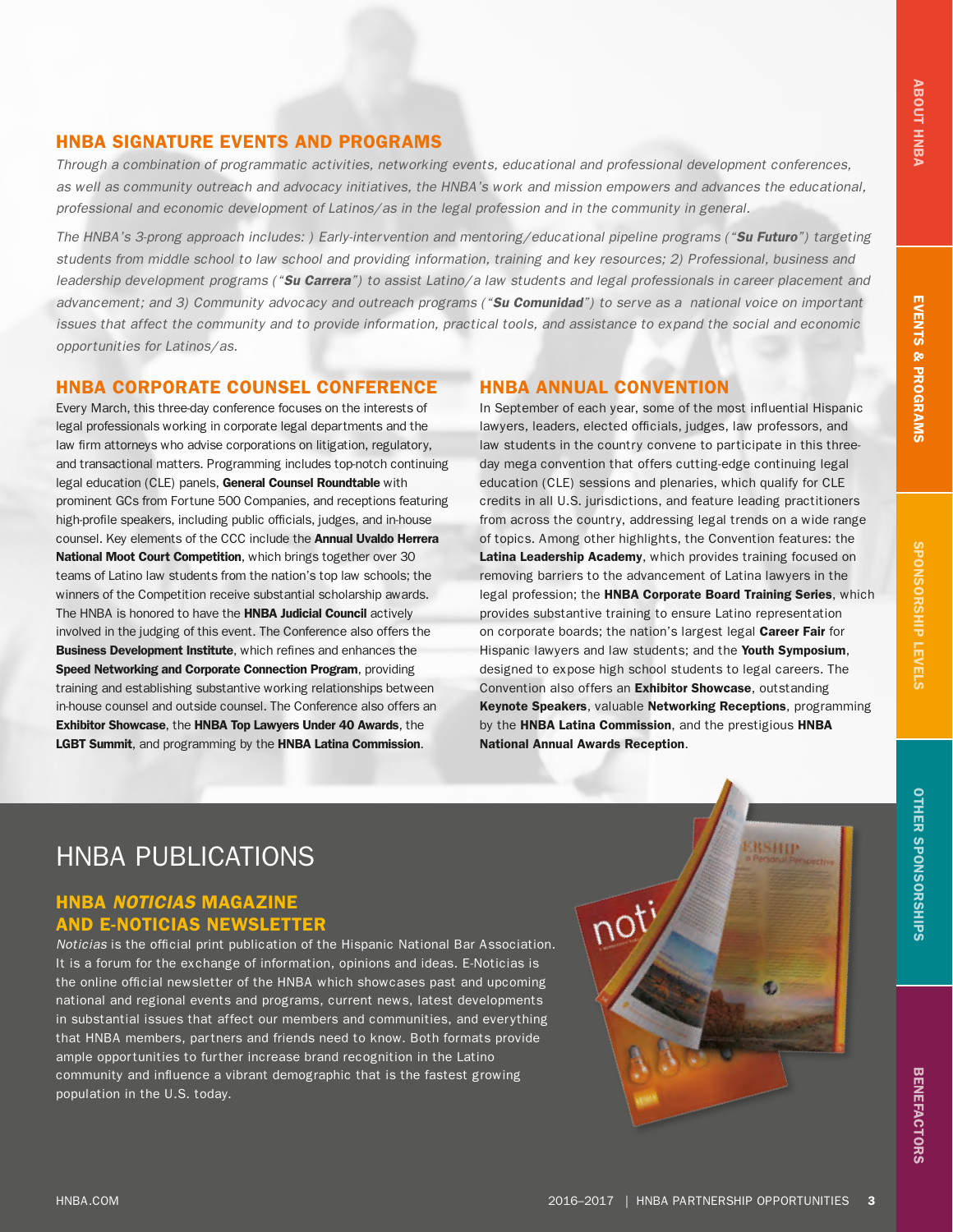## HNBA SIGNATURE EVENTS AND PROGRAMS

*Through a combination of programmatic activities, networking events, educational and professional development conferences, as well as community outreach and advocacy initiatives, the HNBA's work and mission empowers and advances the educational, professional and economic development of Latinos/as in the legal profession and in the community in general.*

*The HNBA's 3-prong approach includes: ) Early-intervention and mentoring/educational pipeline programs ("**Su Futuro**") targeting students from middle school to law school and providing information, training and key resources; 2) Professional, business and leadership development programs ("**Su Carrera**") to assist Latino/a law students and legal professionals in career placement and advancement; and 3) Community advocacy and outreach programs ("**Su Comunidad**") to serve as a national voice on important issues that affect the community and to provide information, practical tools, and assistance to expand the social and economic opportunities for Latinos/as.*

### HNBA CORPORATE COUNSEL CONFERENCE

Every March, this three-day conference focuses on the interests of legal professionals working in corporate legal departments and the law firm attorneys who advise corporations on litigation, regulatory, and transactional matters. Programming includes top-notch continuing legal education (CLE) panels, **General Counsel Roundtable** with prominent GCs from Fortune 500 Companies, and receptions featuring high-profile speakers, including public officials, judges, and in-house counsel. Key elements of the CCC include the **Annual Uvaldo Herrera National Moot Court Competition**, which brings together over 30 teams of Latino law students from the nation's top law schools; the winners of the Competition receive substantial scholarship awards. The HNBA is honored to have the **HNBA Judicial Council** actively involved in the judging of this event. The Conference also offers the **Business Development Institute**, which refines and enhances the **Speed Networking and Corporate Connection Program**, providing training and establishing substantive working relationships between in-house counsel and outside counsel. The Conference also offers an **Exhibitor Showcase**, the **HNBA Top Lawyers Under 40 Awards**, the **LGBT Summit**, and programming by the **HNBA Latina Commission**.

### HNBA ANNUAL CONVENTION

In September of each year, some of the most influential Hispanic lawyers, leaders, elected officials, judges, law professors, and law students in the country convene to participate in this three-day mega convention that offers cutting-edge continuing legal education (CLE) sessions and plenaries, which qualify for CLE credits in all U.S. jurisdictions, and feature leading practitioners from across the country, addressing legal trends on a wide range of topics. Among other highlights, the Convention features: the **Latina Leadership Academy**, which provides training focused on removing barriers to the advancement of Latina lawyers in the legal profession; the **HNBA Corporate Board Training Series**, which provides substantive training to ensure Latino representation on corporate boards; the nation's largest legal **Career Fair** for Hispanic lawyers and law students; and the **Youth Symposium**, designed to expose high school students to legal careers. The Convention also offers an **Exhibitor Showcase**, outstanding **Keynote Speakers**, valuable **Networking Receptions**, programming by the **HNBA Latina Commission**, and the prestigious **HNBA National Annual Awards Reception**.

# HNBA PUBLICATIONS

### HNBA *NOTICIAS* MAGAZINE AND E-NOTICIAS NEWSLETTER

*Noticias* is the official print publication of the Hispanic National Bar Association. It is a forum for the exchange of information, opinions and ideas. E-Noticias is the online official newsletter of the HNBA which showcases past and upcoming national and regional events and programs, current news, latest developments in substantial issues that affect our members and communities, and everything that HNBA members, partners and friends need to know. Both formats provide ample opportunities to further increase brand recognition in the Latino community and influence a vibrant demographic that is the fastest growing population in the U.S. today.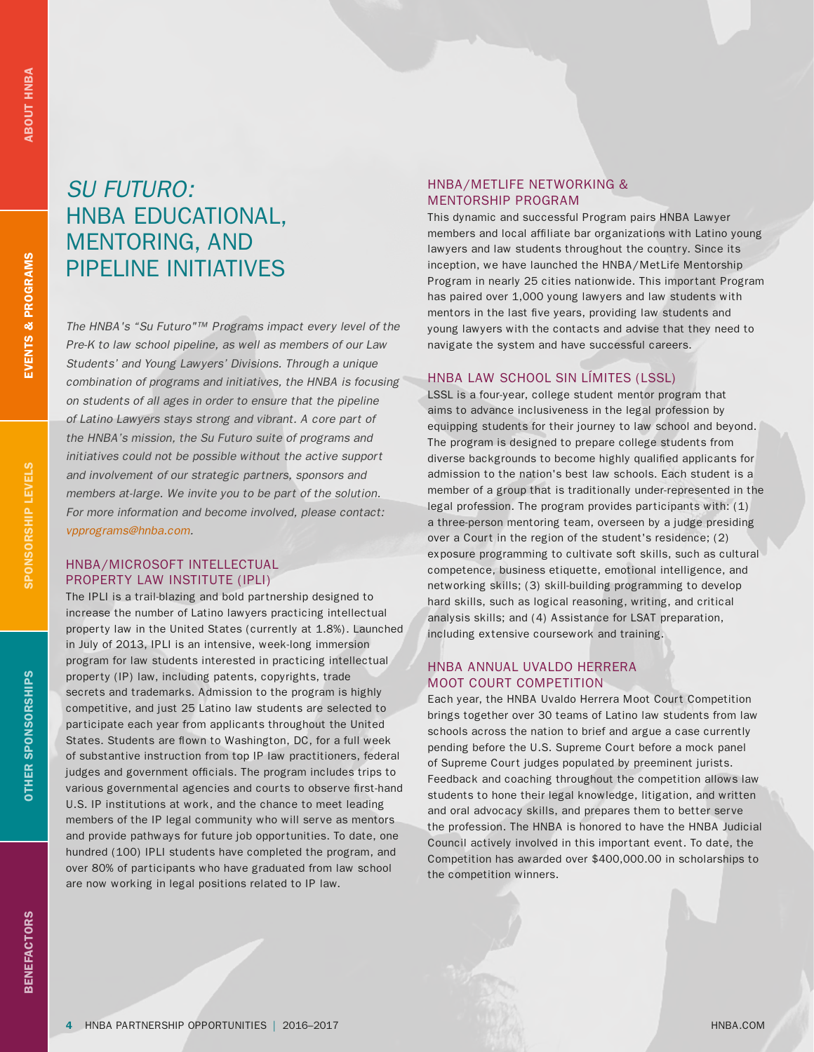# *SU FUTURO:* HNBA EDUCATIONAL, MENTORING, AND PIPELINE INITIATIVES

*The HNBA's "Su Futuro"™ Programs impact every level of the Pre-K to law school pipeline, as well as members of our Law Students' and Young Lawyers' Divisions. Through a unique combination of programs and initiatives, the HNBA is focusing on students of all ages in order to ensure that the pipeline of Latino Lawyers stays strong and vibrant. A core part of the HNBA's mission, the Su Futuro suite of programs and initiatives could not be possible without the active support and involvement of our strategic partners, sponsors and members at-large. We invite you to be part of the solution. For more information and become involved, please contact: vpprograms@hnba.com.*

## HNBA/MICROSOFT INTELLECTUAL PROPERTY LAW INSTITUTE (IPLI)

The IPLI is a trail-blazing and bold partnership designed to increase the number of Latino lawyers practicing intellectual property law in the United States (currently at 1.8%). Launched in July of 2013, IPLI is an intensive, week-long immersion program for law students interested in practicing intellectual property (IP) law, including patents, copyrights, trade secrets and trademarks. Admission to the program is highly competitive, and just 25 Latino law students are selected to participate each year from applicants throughout the United States. Students are flown to Washington, DC, for a full week of substantive instruction from top IP law practitioners, federal judges and government officials. The program includes trips to various governmental agencies and courts to observe first-hand U.S. IP institutions at work, and the chance to meet leading members of the IP legal community who will serve as mentors and provide pathways for future job opportunities. To date, one hundred (100) IPLI students have completed the program, and over 80% of participants who have graduated from law school are now working in legal positions related to IP law.

## HNBA/METLIFE NETWORKING & MENTORSHIP PROGRAM

This dynamic and successful Program pairs HNBA Lawyer members and local affiliate bar organizations with Latino young lawyers and law students throughout the country. Since its inception, we have launched the HNBA/MetLife Mentorship Program in nearly 25 cities nationwide. This important Program has paired over 1,000 young lawyers and law students with mentors in the last five years, providing law students and young lawyers with the contacts and advise that they need to navigate the system and have successful careers.

## HNBA LAW SCHOOL SIN LÍMITES (LSSL)

LSSL is a four-year, college student mentor program that aims to advance inclusiveness in the legal profession by equipping students for their journey to law school and beyond. The program is designed to prepare college students from diverse backgrounds to become highly qualified applicants for admission to the nation's best law schools. Each student is a member of a group that is traditionally under-represented in the legal profession. The program provides participants with: (1) a three-person mentoring team, overseen by a judge presiding over a Court in the region of the student's residence; (2) exposure programming to cultivate soft skills, such as cultural competence, business etiquette, emotional intelligence, and networking skills; (3) skill-building programming to develop hard skills, such as logical reasoning, writing, and critical analysis skills; and (4) Assistance for LSAT preparation, including extensive coursework and training.

## HNBA ANNUAL UVALDO HERRERA MOOT COURT COMPETITION

Each year, the HNBA Uvaldo Herrera Moot Court Competition brings together over 30 teams of Latino law students from law schools across the nation to brief and argue a case currently pending before the U.S. Supreme Court before a mock panel of Supreme Court judges populated by preeminent jurists. Feedback and coaching throughout the competition allows law students to hone their legal knowledge, litigation, and written and oral advocacy skills, and prepares them to better serve the profession. The HNBA is honored to have the HNBA Judicial Council actively involved in this important event. To date, the Competition has awarded over $400,000.00 in scholarships to the competition winners.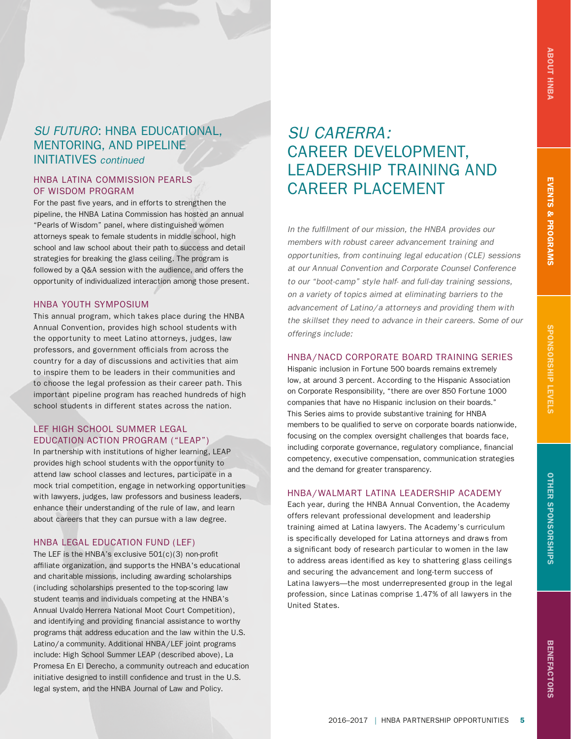## *SU FUTURO*: HNBA EDUCATIONAL, MENTORING, AND PIPELINE INITIATIVES *continued*

### HNBA LATINA COMMISSION PEARLS OF WISDOM PROGRAM

For the past five years, and in efforts to strengthen the pipeline, the HNBA Latina Commission has hosted an annual "Pearls of Wisdom" panel, where distinguished women attorneys speak to female students in middle school, high school and law school about their path to success and detail strategies for breaking the glass ceiling. The program is followed by a Q&A session with the audience, and offers the opportunity of individualized interaction among those present.

### HNBA YOUTH SYMPOSIUM

This annual program, which takes place during the HNBA Annual Convention, provides high school students with the opportunity to meet Latino attorneys, judges, law professors, and government officials from across the country for a day of discussions and activities that aim to inspire them to be leaders in their communities and to choose the legal profession as their career path. This important pipeline program has reached hundreds of high school students in different states across the nation.

### LEF HIGH SCHOOL SUMMER LEGAL EDUCATION ACTION PROGRAM ("LEAP")

In partnership with institutions of higher learning, LEAP provides high school students with the opportunity to attend law school classes and lectures, participate in a mock trial competition, engage in networking opportunities with lawyers, judges, law professors and business leaders, enhance their understanding of the rule of law, and learn about careers that they can pursue with a law degree.

### HNBA LEGAL EDUCATION FUND (LEF)

The LEF is the HNBA's exclusive 501(c)(3) non-profit affiliate organization, and supports the HNBA's educational and charitable missions, including awarding scholarships (including scholarships presented to the top-scoring law student teams and individuals competing at the HNBA's Annual Uvaldo Herrera National Moot Court Competition), and identifying and providing financial assistance to worthy programs that address education and the law within the U.S. Latino/a community. Additional HNBA/LEF joint programs include: High School Summer LEAP (described above), La Promesa En El Derecho, a community outreach and education initiative designed to instill confidence and trust in the U.S. legal system, and the HNBA Journal of Law and Policy.

## *SU CARERRA:* CAREER DEVELOPMENT, LEADERSHIP TRAINING AND CAREER PLACEMENT

*In the fulfillment of our mission, the HNBA provides our members with robust career advancement training and opportunities, from continuing legal education (CLE) sessions at our Annual Convention and Corporate Counsel Conference to our "boot-camp" style half- and full-day training sessions, on a variety of topics aimed at eliminating barriers to the advancement of Latino/a attorneys and providing them with the skillset they need to advance in their careers. Some of our offerings include:*

### HNBA/NACD CORPORATE BOARD TRAINING SERIES

Hispanic inclusion in Fortune 500 boards remains extremely low, at around 3 percent. According to the Hispanic Association on Corporate Responsibility, "there are over 850 Fortune 1000 companies that have no Hispanic inclusion on their boards." This Series aims to provide substantive training for HNBA members to be qualified to serve on corporate boards nationwide, focusing on the complex oversight challenges that boards face, including corporate governance, regulatory compliance, financial competency, executive compensation, communication strategies and the demand for greater transparency.

### HNBA/WALMART LATINA LEADERSHIP ACADEMY

Each year, during the HNBA Annual Convention, the Academy offers relevant professional development and leadership training aimed at Latina lawyers. The Academy's curriculum is specifically developed for Latina attorneys and draws from a significant body of research particular to women in the law to address areas identified as key to shattering glass ceilings and securing the advancement and long-term success of Latina lawyers—the most underrepresented group in the legal profession, since Latinas comprise 1.47% of all lawyers in the United States.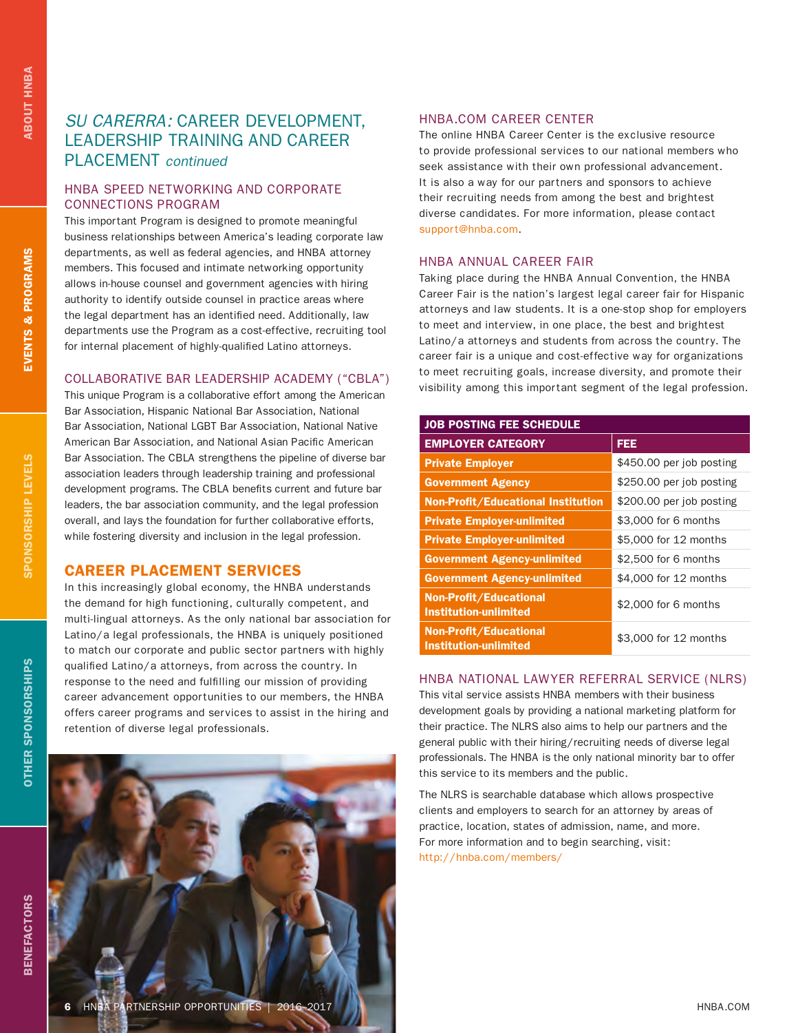# *SU CARERRA:* CAREER DEVELOPMENT, LEADERSHIP TRAINING AND CAREER PLACEMENT *continued*

### HNBA SPEED NETWORKING AND CORPORATE CONNECTIONS PROGRAM

This important Program is designed to promote meaningful business relationships between America's leading corporate law departments, as well as federal agencies, and HNBA attorney members. This focused and intimate networking opportunity allows in-house counsel and government agencies with hiring authority to identify outside counsel in practice areas where the legal department has an identified need. Additionally, law departments use the Program as a cost-effective, recruiting tool for internal placement of highly-qualified Latino attorneys.

### COLLABORATIVE BAR LEADERSHIP ACADEMY ("CBLA")

This unique Program is a collaborative effort among the American Bar Association, Hispanic National Bar Association, National Bar Association, National LGBT Bar Association, National Native American Bar Association, and National Asian Pacific American Bar Association. The CBLA strengthens the pipeline of diverse bar association leaders through leadership training and professional development programs. The CBLA benefits current and future bar leaders, the bar association community, and the legal profession overall, and lays the foundation for further collaborative efforts, while fostering diversity and inclusion in the legal profession.

## CAREER PLACEMENT SERVICES

In this increasingly global economy, the HNBA understands the demand for high functioning, culturally competent, and multi-lingual attorneys. As the only national bar association for Latino/a legal professionals, the HNBA is uniquely positioned to match our corporate and public sector partners with highly qualified Latino/a attorneys, from across the country. In response to the need and fulfilling our mission of providing career advancement opportunities to our members, the HNBA offers career programs and services to assist in the hiring and retention of diverse legal professionals.

### HNBA.COM CAREER CENTER

The online HNBA Career Center is the exclusive resource to provide professional services to our national members who seek assistance with their own professional advancement. It is also a way for our partners and sponsors to achieve their recruiting needs from among the best and brightest diverse candidates. For more information, please contact support@hnba.com.

### HNBA ANNUAL CAREER FAIR

Taking place during the HNBA Annual Convention, the HNBA Career Fair is the nation's largest legal career fair for Hispanic attorneys and law students. It is a one-stop shop for employers to meet and interview, in one place, the best and brightest Latino/a attorneys and students from across the country. The career fair is a unique and cost-effective way for organizations to meet recruiting goals, increase diversity, and promote their visibility among this important segment of the legal profession.

| JOB POSTING FEE SCHEDULE | |
|---|---|
| **EMPLOYER CATEGORY** | **FEE** |
| **Private Employer** | $450.00 per job posting |
| **Government Agency** | $250.00 per job posting |
| **Non-Profit/Educational Institution** | $200.00 per job posting |
| **Private Employer-unlimited** | $3,000 for 6 months |
| **Private Employer-unlimited** | $5,000 for 12 months |
| **Government Agency-unlimited** | $2,500 for 6 months |
| **Government Agency-unlimited** | $4,000 for 12 months |
| **Non-Profit/Educational Institution-unlimited** | $2,000 for 6 months |
| **Non-Profit/Educational Institution-unlimited** | $3,000 for 12 months |

### HNBA NATIONAL LAWYER REFERRAL SERVICE (NLRS)

This vital service assists HNBA members with their business development goals by providing a national marketing platform for their practice. The NLRS also aims to help our partners and the general public with their hiring/recruiting needs of diverse legal professionals. The HNBA is the only national minority bar to offer this service to its members and the public.

The NLRS is searchable database which allows prospective clients and employers to search for an attorney by areas of practice, location, states of admission, name, and more. For more information and to begin searching, visit: http://hnba.com/members/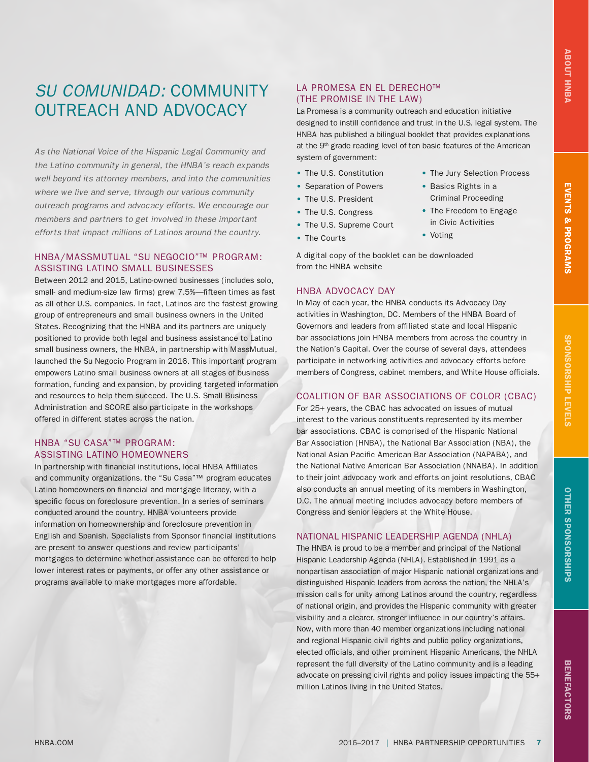# *SU COMUNIDAD:* COMMUNITY OUTREACH AND ADVOCACY

*As the National Voice of the Hispanic Legal Community and the Latino community in general, the HNBA's reach expands well beyond its attorney members, and into the communities where we live and serve, through our various community outreach programs and advocacy efforts. We encourage our members and partners to get involved in these important efforts that impact millions of Latinos around the country.*

## HNBA/MASSMUTUAL "SU NEGOCIO"™ PROGRAM: ASSISTING LATINO SMALL BUSINESSES

Between 2012 and 2015, Latino-owned businesses (includes solo, small- and medium-size law firms) grew 7.5%—fifteen times as fast as all other U.S. companies. In fact, Latinos are the fastest growing group of entrepreneurs and small business owners in the United States. Recognizing that the HNBA and its partners are uniquely positioned to provide both legal and business assistance to Latino small business owners, the HNBA, in partnership with MassMutual, launched the Su Negocio Program in 2016. This important program empowers Latino small business owners at all stages of business formation, funding and expansion, by providing targeted information and resources to help them succeed. The U.S. Small Business Administration and SCORE also participate in the workshops offered in different states across the nation.

## HNBA "SU CASA"™ PROGRAM: ASSISTING LATINO HOMEOWNERS

In partnership with financial institutions, local HNBA Affiliates and community organizations, the "Su Casa"™ program educates Latino homeowners on financial and mortgage literacy, with a specific focus on foreclosure prevention. In a series of seminars conducted around the country, HNBA volunteers provide information on homeownership and foreclosure prevention in English and Spanish. Specialists from Sponsor financial institutions are present to answer questions and review participants' mortgages to determine whether assistance can be offered to help lower interest rates or payments, or offer any other assistance or programs available to make mortgages more affordable.

## LA PROMESA EN EL DERECHO™ (THE PROMISE IN THE LAW)

La Promesa is a community outreach and education initiative designed to instill confidence and trust in the U.S. legal system. The HNBA has published a bilingual booklet that provides explanations at the 9th grade reading level of ten basic features of the American system of government:

- The U.S. Constitution
- Separation of Powers
- The U.S. President
- The U.S. Congress
- The U.S. Supreme Court
- The Courts
- The Jury Selection Process
- Basics Rights in a Criminal Proceeding
- The Freedom to Engage in Civic Activities
- Voting

A digital copy of the booklet can be downloaded from the HNBA website

## HNBA ADVOCACY DAY

In May of each year, the HNBA conducts its Advocacy Day activities in Washington, DC. Members of the HNBA Board of Governors and leaders from affiliated state and local Hispanic bar associations join HNBA members from across the country in the Nation's Capital. Over the course of several days, attendees participate in networking activities and advocacy efforts before members of Congress, cabinet members, and White House officials.

## COALITION OF BAR ASSOCIATIONS OF COLOR (CBAC)

For 25+ years, the CBAC has advocated on issues of mutual interest to the various constituents represented by its member bar associations. CBAC is comprised of the Hispanic National Bar Association (HNBA), the National Bar Association (NBA), the National Asian Pacific American Bar Association (NAPABA), and the National Native American Bar Association (NNABA). In addition to their joint advocacy work and efforts on joint resolutions, CBAC also conducts an annual meeting of its members in Washington, D.C. The annual meeting includes advocacy before members of Congress and senior leaders at the White House.

## NATIONAL HISPANIC LEADERSHIP AGENDA (NHLA)

The HNBA is proud to be a member and principal of the National Hispanic Leadership Agenda (NHLA). Established in 1991 as a nonpartisan association of major Hispanic national organizations and distinguished Hispanic leaders from across the nation, the NHLA's mission calls for unity among Latinos around the country, regardless of national origin, and provides the Hispanic community with greater visibility and a clearer, stronger influence in our country's affairs. Now, with more than 40 member organizations including national and regional Hispanic civil rights and public policy organizations, elected officials, and other prominent Hispanic Americans, the NHLA represent the full diversity of the Latino community and is a leading advocate on pressing civil rights and policy issues impacting the 55+ million Latinos living in the United States.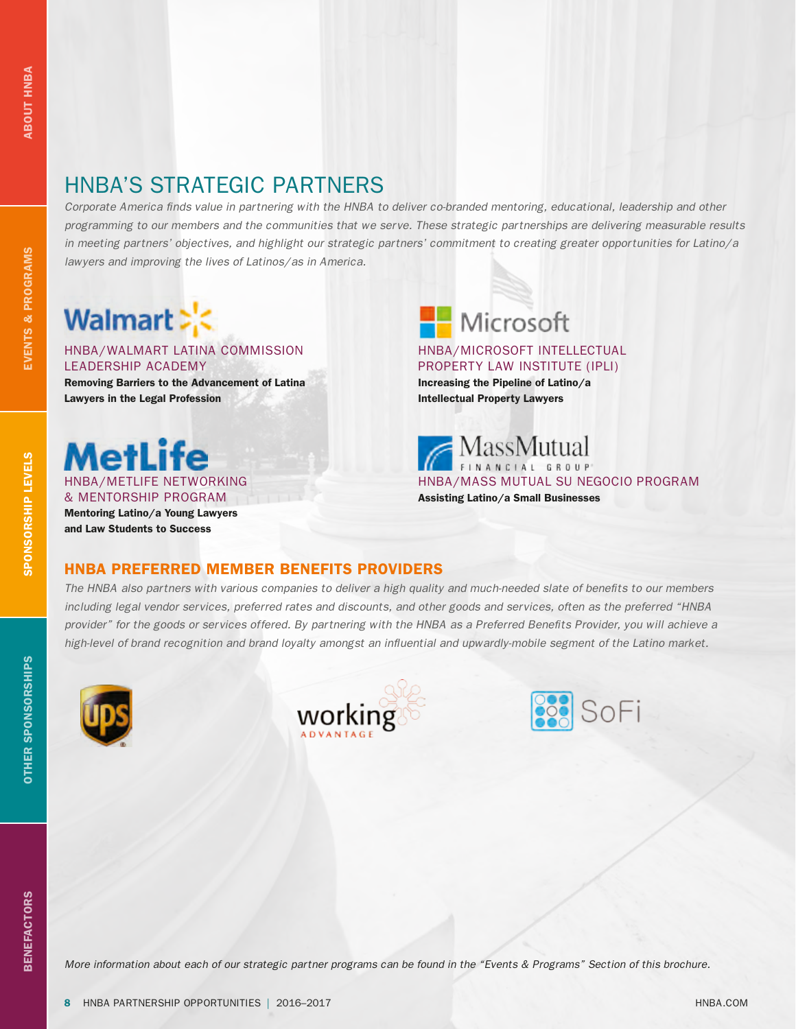# HNBA'S STRATEGIC PARTNERS

*Corporate America finds value in partnering with the HNBA to deliver co-branded mentoring, educational, leadership and other programming to our members and the communities that we serve. These strategic partnerships are delivering measurable results in meeting partners' objectives, and highlight our strategic partners' commitment to creating greater opportunities for Latino/a lawyers and improving the lives of Latinos/as in America.*

### HNBA/WALMART LATINA COMMISSION LEADERSHIP ACADEMY

**Removing Barriers to the Advancement of Latina Lawyers in the Legal Profession**

### HNBA/MICROSOFT INTELLECTUAL PROPERTY LAW INSTITUTE (IPLI)

**Increasing the Pipeline of Latino/a Intellectual Property Lawyers**

### HNBA/METLIFE NETWORKING & MENTORSHIP PROGRAM

**Mentoring Latino/a Young Lawyers and Law Students to Success**

### HNBA/MASS MUTUAL SU NEGOCIO PROGRAM

**Assisting Latino/a Small Businesses**

## HNBA PREFERRED MEMBER BENEFITS PROVIDERS

*The HNBA also partners with various companies to deliver a high quality and much-needed slate of benefits to our members including legal vendor services, preferred rates and discounts, and other goods and services, often as the preferred "HNBA provider" for the goods or services offered. By partnering with the HNBA as a Preferred Benefits Provider, you will achieve a high-level of brand recognition and brand loyalty amongst an influential and upwardly-mobile segment of the Latino market.*

*More information about each of our strategic partner programs can be found in the "Events & Programs" Section of this brochure.*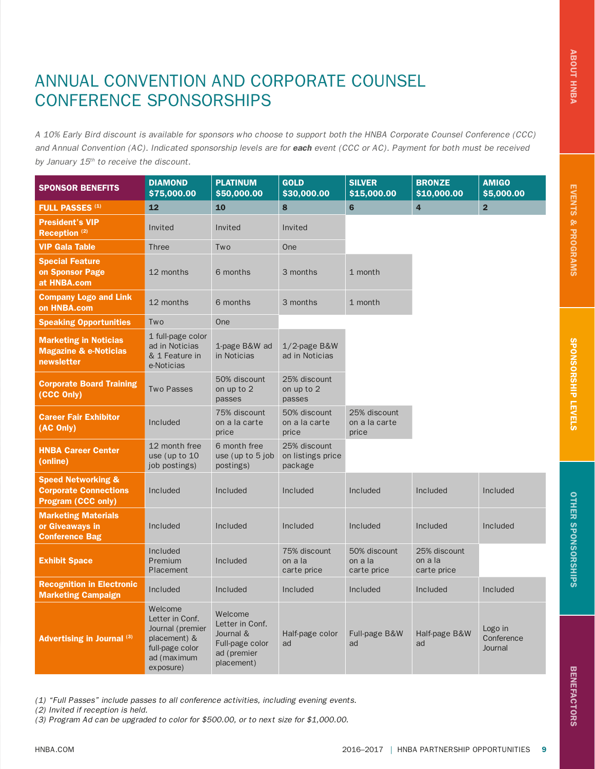# ANNUAL CONVENTION AND CORPORATE COUNSEL CONFERENCE SPONSORSHIPS

*A 10% Early Bird discount is available for sponsors who choose to support both the HNBA Corporate Counsel Conference (CCC) and Annual Convention (AC). Indicated sponsorship levels are for **each** event (CCC or AC). Payment for both must be received by January 15th to receive the discount.*

| SPONSOR BENEFITS | DIAMOND $75,000.00 | PLATINUM $50,000.00 | GOLD $30,000.00 | SILVER $15,000.00 | BRONZE $10,000.00 | AMIGO $5,000.00 |
|---|---|---|---|---|---|---|
| **FULL PASSES [1]** | 12 | 10 | 8 | 6 | 4 | 2 |
| **President's VIP Reception [2]** | Invited | Invited | Invited | | | |
| **VIP Gala Table** | Three | Two | One | | | |
| **Special Feature on Sponsor Page at HNBA.com** | 12 months | 6 months | 3 months | 1 month | | |
| **Company Logo and Link on HNBA.com** | 12 months | 6 months | 3 months | 1 month | | |
| **Speaking Opportunities** | Two | One | | | | |
| **Marketing in Noticias Magazine & e-Noticias newsletter** | 1 full-page color ad in Noticias & 1 Feature in e-Noticias | 1-page B&W ad in Noticias | 1/2-page B&W ad in Noticias | | | |
| **Corporate Board Training (CCC Only)** | Two Passes | 50% discount on up to 2 passes | 25% discount on up to 2 passes | | | |
| **Career Fair Exhibitor (AC Only)** | Included | 75% discount on a la carte price | 50% discount on a la carte price | 25% discount on a la carte price | | |
| **HNBA Career Center (online)** | 12 month free use (up to 10 job postings) | 6 month free use (up to 5 job postings) | 25% discount on listings price package | | | |
| **Speed Networking & Corporate Connections Program (CCC only)** | Included | Included | Included | Included | Included | Included |
| **Marketing Materials or Giveaways in Conference Bag** | Included | Included | Included | Included | Included | Included |
| **Exhibit Space** | Included Premium Placement | Included | 75% discount on a la carte price | 50% discount on a la carte price | 25% discount on a la carte price | |
| **Recognition in Electronic Marketing Campaign** | Included | Included | Included | Included | Included | Included |
| **Advertising in Journal [3]** | Welcome Letter in Conf. Journal (premier placement) & full-page color ad (maximum exposure) | Welcome Letter in Conf. Journal & Full-page color ad (premier placement) | Half-page color ad | Full-page B&W ad | Half-page B&W ad | Logo in Conference Journal |

*(1) "Full Passes" include passes to all conference activities, including evening events.*
*(2) Invited if reception is held.*
*(3) Program Ad can be upgraded to color for $500.00, or to next size for $1,000.00.*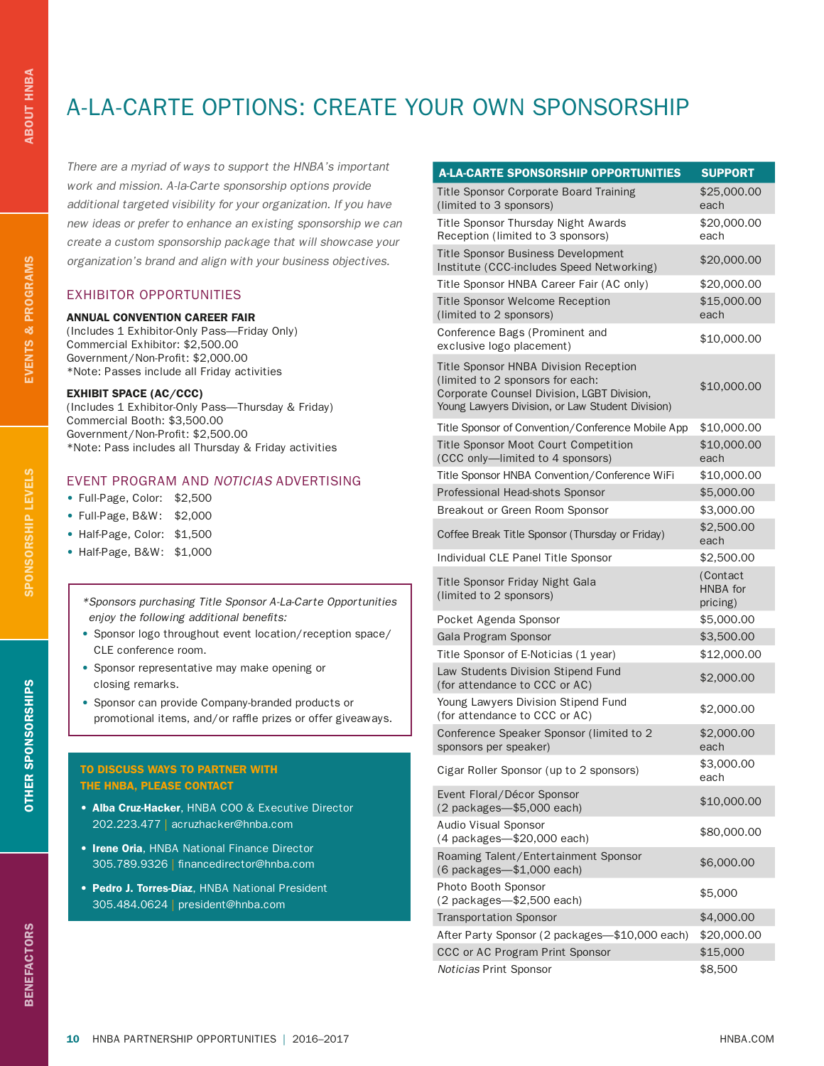# A-LA-CARTE OPTIONS: CREATE YOUR OWN SPONSORSHIP

*There are a myriad of ways to support the HNBA's important work and mission. A-la-Carte sponsorship options provide additional targeted visibility for your organization. If you have new ideas or prefer to enhance an existing sponsorship we can create a custom sponsorship package that will showcase your organization's brand and align with your business objectives.*

## EXHIBITOR OPPORTUNITIES

**ANNUAL CONVENTION CAREER FAIR**
(Includes 1 Exhibitor-Only Pass—Friday Only)
Commercial Exhibitor: $2,500.00
Government/Non-Profit: $2,000.00
*Note: Passes include all Friday activities

**EXHIBIT SPACE (AC/CCC)**
(Includes 1 Exhibitor-Only Pass—Thursday & Friday)
Commercial Booth: $3,500.00
Government/Non-Profit: $2,500.00
*Note: Pass includes all Thursday & Friday activities

## EVENT PROGRAM AND *NOTICIAS* ADVERTISING

- Full-Page, Color: $2,500
- Full-Page, B&W: $2,000
- Half-Page, Color: $1,500
- Half-Page, B&W: $1,000

*\*Sponsors purchasing Title Sponsor A-La-Carte Opportunities enjoy the following additional benefits:*

- Sponsor logo throughout event location/reception space/CLE conference room.
- Sponsor representative may make opening or closing remarks.
- Sponsor can provide Company-branded products or promotional items, and/or raffle prizes or offer giveaways.

**TO DISCUSS WAYS TO PARTNER WITH THE HNBA, PLEASE CONTACT**

- **Alba Cruz-Hacker**, HNBA COO & Executive Director
  202.223.477 | acruzhacker@hnba.com
- **Irene Oria**, HNBA National Finance Director
  305.789.9326 | financedirector@hnba.com
- **Pedro J. Torres-Díaz**, HNBA National President
  305.484.0624 | president@hnba.com

| A-LA-CARTE SPONSORSHIP OPPORTUNITIES | SUPPORT |
|---|---|
| Title Sponsor Corporate Board Training (limited to 3 sponsors) | $25,000.00 each |
| Title Sponsor Thursday Night Awards Reception (limited to 3 sponsors) | $20,000.00 each |
| Title Sponsor Business Development Institute (CCC-includes Speed Networking) | $20,000.00 |
| Title Sponsor HNBA Career Fair (AC only) | $20,000.00 |
| Title Sponsor Welcome Reception (limited to 2 sponsors) | $15,000.00 each |
| Conference Bags (Prominent and exclusive logo placement) | $10,000.00 |
| Title Sponsor HNBA Division Reception (limited to 2 sponsors for each: Corporate Counsel Division, LGBT Division, Young Lawyers Division, or Law Student Division) | $10,000.00 |
| Title Sponsor of Convention/Conference Mobile App | $10,000.00 |
| Title Sponsor Moot Court Competition (CCC only—limited to 4 sponsors) | $10,000.00 each |
| Title Sponsor HNBA Convention/Conference WiFi | $10,000.00 |
| Professional Head-shots Sponsor | $5,000.00 |
| Breakout or Green Room Sponsor | $3,000.00 |
| Coffee Break Title Sponsor (Thursday or Friday) | $2,500.00 each |
| Individual CLE Panel Title Sponsor | $2,500.00 |
| Title Sponsor Friday Night Gala (limited to 2 sponsors) | (Contact HNBA for pricing) |
| Pocket Agenda Sponsor | $5,000.00 |
| Gala Program Sponsor | $3,500.00 |
| Title Sponsor of E-Noticias (1 year) | $12,000.00 |
| Law Students Division Stipend Fund (for attendance to CCC or AC) | $2,000.00 |
| Young Lawyers Division Stipend Fund (for attendance to CCC or AC) | $2,000.00 |
| Conference Speaker Sponsor (limited to 2 sponsors per speaker) | $2,000.00 each |
| Cigar Roller Sponsor (up to 2 sponsors) | $3,000.00 each |
| Event Floral/Décor Sponsor (2 packages—$5,000 each) | $10,000.00 |
| Audio Visual Sponsor (4 packages—$20,000 each) | $80,000.00 |
| Roaming Talent/Entertainment Sponsor (6 packages—$1,000 each) | $6,000.00 |
| Photo Booth Sponsor (2 packages—$2,500 each) | $5,000 |
| Transportation Sponsor | $4,000.00 |
| After Party Sponsor (2 packages—$10,000 each) | $20,000.00 |
| CCC or AC Program Print Sponsor | $15,000 |
| *Noticias* Print Sponsor | $8,500 |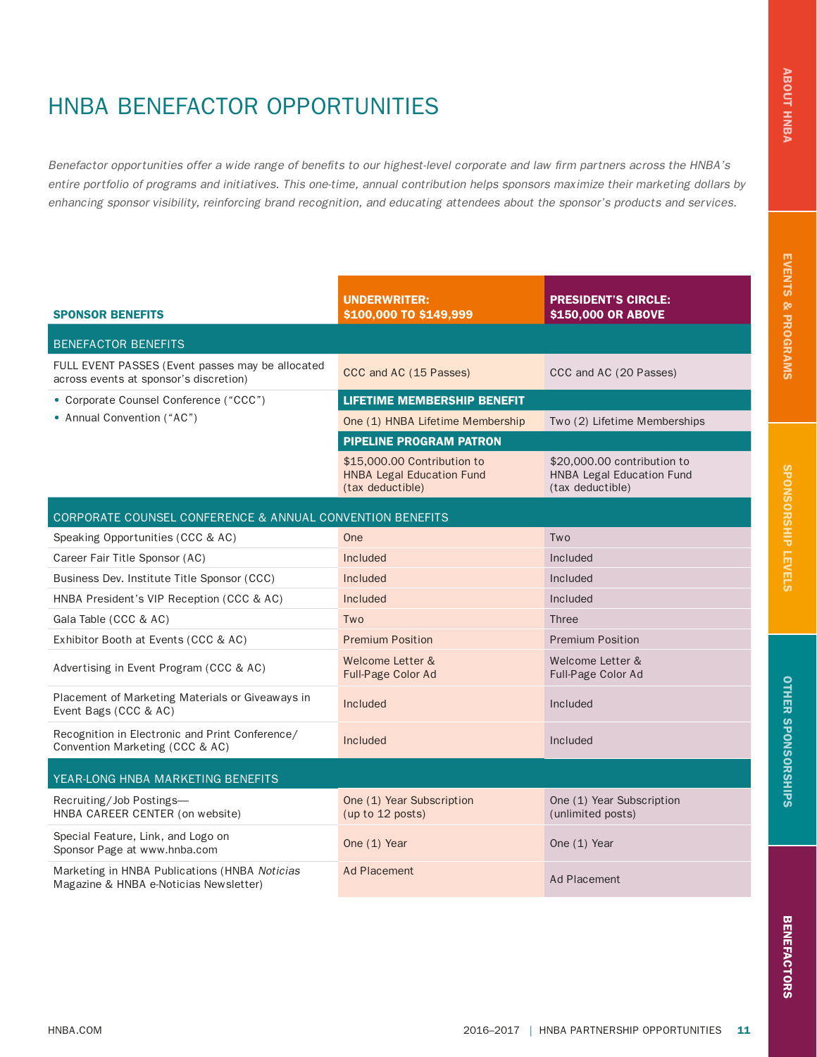# HNBA BENEFACTOR OPPORTUNITIES

*Benefactor opportunities offer a wide range of benefits to our highest-level corporate and law firm partners across the HNBA's entire portfolio of programs and initiatives. This one-time, annual contribution helps sponsors maximize their marketing dollars by enhancing sponsor visibility, reinforcing brand recognition, and educating attendees about the sponsor's products and services.*

| **SPONSOR BENEFITS** | **UNDERWRITER: $100,000 TO $149,999** | **PRESIDENT'S CIRCLE: $150,000 OR ABOVE** |
|---|---|---|
| **BENEFACTOR BENEFITS** | | |
| FULL EVENT PASSES (Event passes may be allocated across events at sponsor's discretion) | CCC and AC (15 Passes) | CCC and AC (20 Passes) |
| • Corporate Counsel Conference ("CCC")<br>• Annual Convention ("AC") | **LIFETIME MEMBERSHIP BENEFIT** | |
| | One (1) HNBA Lifetime Membership | Two (2) Lifetime Memberships |
| | **PIPELINE PROGRAM PATRON** | |
| | $15,000.00 Contribution to HNBA Legal Education Fund (tax deductible) | $20,000.00 contribution to HNBA Legal Education Fund (tax deductible) |
| **CORPORATE COUNSEL CONFERENCE & ANNUAL CONVENTION BENEFITS** | | |
| Speaking Opportunities (CCC & AC) | One | Two |
| Career Fair Title Sponsor (AC) | Included | Included |
| Business Dev. Institute Title Sponsor (CCC) | Included | Included |
| HNBA President's VIP Reception (CCC & AC) | Included | Included |
| Gala Table (CCC & AC) | Two | Three |
| Exhibitor Booth at Events (CCC & AC) | Premium Position | Premium Position |
| Advertising in Event Program (CCC & AC) | Welcome Letter & Full-Page Color Ad | Welcome Letter & Full-Page Color Ad |
| Placement of Marketing Materials or Giveaways in Event Bags (CCC & AC) | Included | Included |
| Recognition in Electronic and Print Conference/ Convention Marketing (CCC & AC) | Included | Included |
| **YEAR-LONG HNBA MARKETING BENEFITS** | | |
| Recruiting/Job Postings— HNBA CAREER CENTER (on website) | One (1) Year Subscription (up to 12 posts) | One (1) Year Subscription (unlimited posts) |
| Special Feature, Link, and Logo on Sponsor Page at www.hnba.com | One (1) Year | One (1) Year |
| Marketing in HNBA Publications (HNBA *Noticias* Magazine & HNBA e-Noticias Newsletter) | Ad Placement | Ad Placement |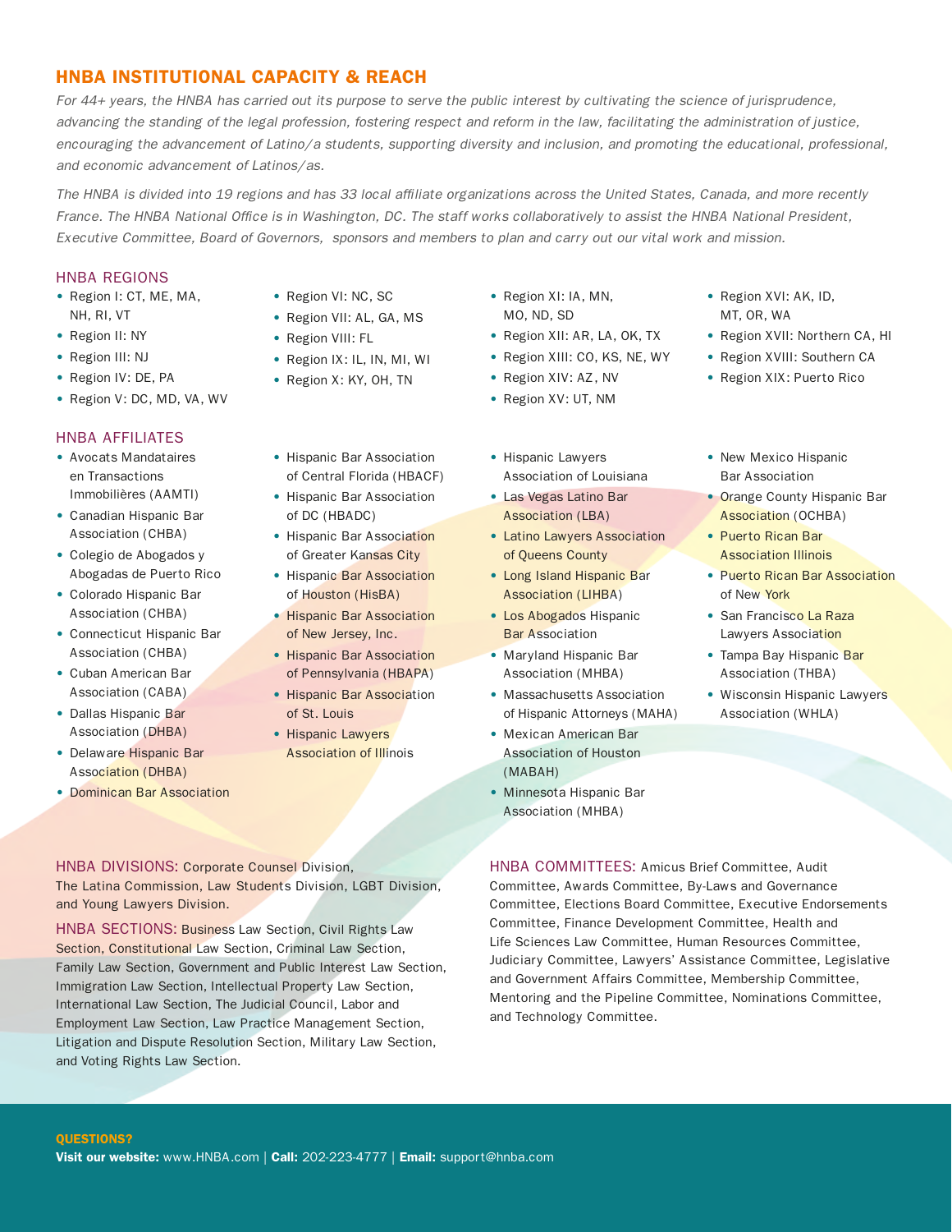## HNBA INSTITUTIONAL CAPACITY & REACH

*For 44+ years, the HNBA has carried out its purpose to serve the public interest by cultivating the science of jurisprudence, advancing the standing of the legal profession, fostering respect and reform in the law, facilitating the administration of justice, encouraging the advancement of Latino/a students, supporting diversity and inclusion, and promoting the educational, professional, and economic advancement of Latinos/as.*

*The HNBA is divided into 19 regions and has 33 local affiliate organizations across the United States, Canada, and more recently France. The HNBA National Office is in Washington, DC. The staff works collaboratively to assist the HNBA National President, Executive Committee, Board of Governors, sponsors and members to plan and carry out our vital work and mission.*

### HNBA REGIONS

- Region I: CT, ME, MA, NH, RI, VT
- Region II: NY
- Region III: NJ
- Region IV: DE, PA
- Region V: DC, MD, VA, WV
- Region VI: NC, SC
- Region VII: AL, GA, MS
- Region VIII: FL
- Region IX: IL, IN, MI, WI
- Region X: KY, OH, TN
- Region XI: IA, MN, MO, ND, SD
- Region XII: AR, LA, OK, TX
- Region XIII: CO, KS, NE, WY
- Region XIV: AZ, NV
- Region XV: UT, NM
- Region XVI: AK, ID, MT, OR, WA
- Region XVII: Northern CA, HI
- Region XVIII: Southern CA
- Region XIX: Puerto Rico

### HNBA AFFILIATES

- Avocats Mandataires en Transactions Immobilières (AAMTI)
- Canadian Hispanic Bar Association (CHBA)
- Colegio de Abogados y Abogadas de Puerto Rico
- Colorado Hispanic Bar Association (CHBA)
- Connecticut Hispanic Bar Association (CHBA)
- Cuban American Bar Association (CABA)
- Dallas Hispanic Bar Association (DHBA)
- Delaware Hispanic Bar Association (DHBA)
- Dominican Bar Association
- Hispanic Bar Association of Central Florida (HBACF)
- Hispanic Bar Association of DC (HBADC)
- Hispanic Bar Association of Greater Kansas City
- Hispanic Bar Association of Houston (HisBA)
- Hispanic Bar Association of New Jersey, Inc.
- Hispanic Bar Association of Pennsylvania (HBAPA)
- Hispanic Bar Association of St. Louis
- Hispanic Lawyers Association of Illinois
- Hispanic Lawyers Association of Louisiana
- Las Vegas Latino Bar Association (LBA)
- Latino Lawyers Association of Queens County
- Long Island Hispanic Bar Association (LIHBA)
- Los Abogados Hispanic Bar Association
- Maryland Hispanic Bar Association (MHBA)
- Massachusetts Association of Hispanic Attorneys (MAHA)
- Mexican American Bar Association of Houston (MABAH)
- Minnesota Hispanic Bar Association (MHBA)
- New Mexico Hispanic Bar Association
- Orange County Hispanic Bar Association (OCHBA)
- Puerto Rican Bar Association Illinois
- Puerto Rican Bar Association of New York
- San Francisco La Raza Lawyers Association
- Tampa Bay Hispanic Bar Association (THBA)
- Wisconsin Hispanic Lawyers Association (WHLA)

**HNBA DIVISIONS:** Corporate Counsel Division, The Latina Commission, Law Students Division, LGBT Division, and Young Lawyers Division.

**HNBA SECTIONS:** Business Law Section, Civil Rights Law Section, Constitutional Law Section, Criminal Law Section, Family Law Section, Government and Public Interest Law Section, Immigration Law Section, Intellectual Property Law Section, International Law Section, The Judicial Council, Labor and Employment Law Section, Law Practice Management Section, Litigation and Dispute Resolution Section, Military Law Section, and Voting Rights Law Section.

**HNBA COMMITTEES:** Amicus Brief Committee, Audit Committee, Awards Committee, By-Laws and Governance Committee, Elections Board Committee, Executive Endorsements Committee, Finance Development Committee, Health and Life Sciences Law Committee, Human Resources Committee, Judiciary Committee, Lawyers' Assistance Committee, Legislative and Government Affairs Committee, Membership Committee, Mentoring and the Pipeline Committee, Nominations Committee, and Technology Committee.

**QUESTIONS?**

**Visit our website:** www.HNBA.com | **Call:** 202-223-4777 | **Email:** support@hnba.com